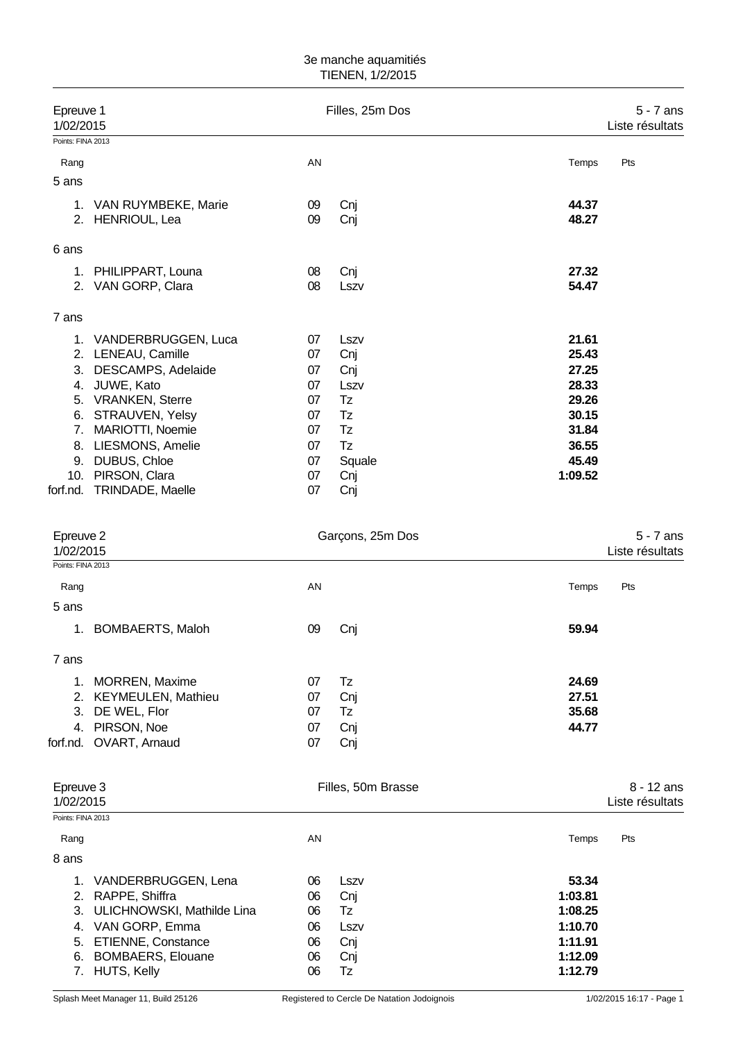3e manche aquamitiés
TIENEN, 1/2/2015

## Epreuve 1 — Filles, 25m Dos — 5 - 7 ans

1/02/2015 — Liste résultats

Points: FINA 2013

| Rang | | AN | | Temps | Pts |
|---|---|---|---|---|---|
| **5 ans** | | | | | |
| 1. | VAN RUYMBEKE, Marie | 09 | Cnj | **44.37** | |
| 2. | HENRIOUL, Lea | 09 | Cnj | **48.27** | |
| **6 ans** | | | | | |
| 1. | PHILIPPART, Louna | 08 | Cnj | **27.32** | |
| 2. | VAN GORP, Clara | 08 | Lszv | **54.47** | |
| **7 ans** | | | | | |
| 1. | VANDERBRUGGEN, Luca | 07 | Lszv | **21.61** | |
| 2. | LENEAU, Camille | 07 | Cnj | **25.43** | |
| 3. | DESCAMPS, Adelaide | 07 | Cnj | **27.25** | |
| 4. | JUWE, Kato | 07 | Lszv | **28.33** | |
| 5. | VRANKEN, Sterre | 07 | Tz | **29.26** | |
| 6. | STRAUVEN, Yelsy | 07 | Tz | **30.15** | |
| 7. | MARIOTTI, Noemie | 07 | Tz | **31.84** | |
| 8. | LIESMONS, Amelie | 07 | Tz | **36.55** | |
| 9. | DUBUS, Chloe | 07 | Squale | **45.49** | |
| 10. | PIRSON, Clara | 07 | Cnj | **1:09.52** | |
| forf.nd. | TRINDADE, Maelle | 07 | Cnj | | |

## Epreuve 2 — Garçons, 25m Dos — 5 - 7 ans

1/02/2015 — Liste résultats

Points: FINA 2013

| Rang | | AN | | Temps | Pts |
|---|---|---|---|---|---|
| **5 ans** | | | | | |
| 1. | BOMBAERTS, Maloh | 09 | Cnj | **59.94** | |
| **7 ans** | | | | | |
| 1. | MORREN, Maxime | 07 | Tz | **24.69** | |
| 2. | KEYMEULEN, Mathieu | 07 | Cnj | **27.51** | |
| 3. | DE WEL, Flor | 07 | Tz | **35.68** | |
| 4. | PIRSON, Noe | 07 | Cnj | **44.77** | |
| forf.nd. | OVART, Arnaud | 07 | Cnj | | |

## Epreuve 3 — Filles, 50m Brasse — 8 - 12 ans

1/02/2015 — Liste résultats

Points: FINA 2013

| Rang | | AN | | Temps | Pts |
|---|---|---|---|---|---|
| **8 ans** | | | | | |
| 1. | VANDERBRUGGEN, Lena | 06 | Lszv | **53.34** | |
| 2. | RAPPE, Shiffra | 06 | Cnj | **1:03.81** | |
| 3. | ULICHNOWSKI, Mathilde Lina | 06 | Tz | **1:08.25** | |
| 4. | VAN GORP, Emma | 06 | Lszv | **1:10.70** | |
| 5. | ETIENNE, Constance | 06 | Cnj | **1:11.91** | |
| 6. | BOMBAERS, Elouane | 06 | Cnj | **1:12.09** | |
| 7. | HUTS, Kelly | 06 | Tz | **1:12.79** | |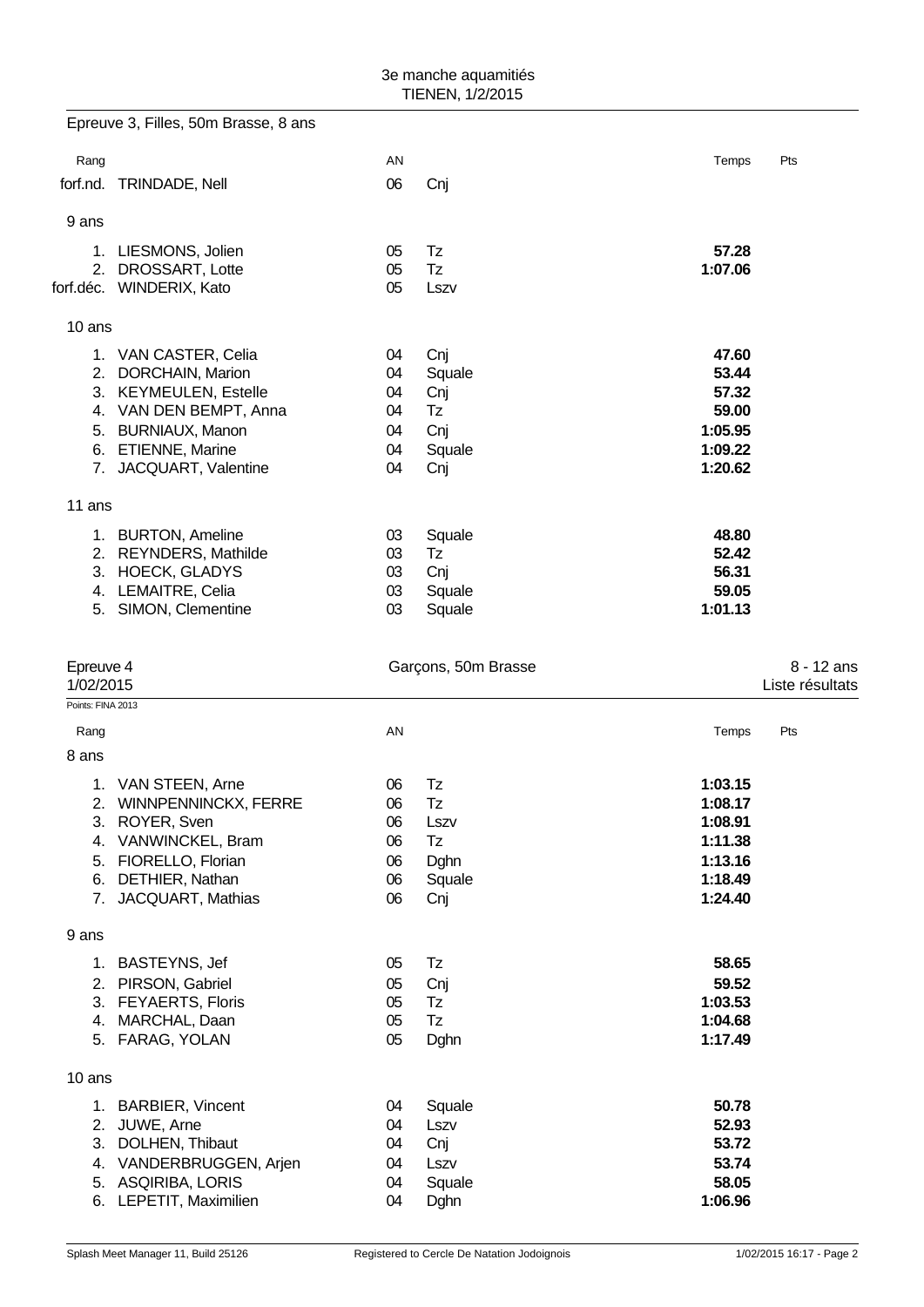3e manche aquamitiés
TIENEN, 1/2/2015

## Epreuve 3, Filles, 50m Brasse, 8 ans

| Rang | | AN | | Temps | Pts |
|---|---|---|---|---|---|
| forf.nd. | TRINDADE, Nell | 06 | Cnj | | |

### 9 ans

| Rang | | AN | | Temps | Pts |
|---|---|---|---|---|---|
| 1. | LIESMONS, Jolien | 05 | Tz | **57.28** | |
| 2. | DROSSART, Lotte | 05 | Tz | **1:07.06** | |
| forf.déc. | WINDERIX, Kato | 05 | Lszv | | |

### 10 ans

| Rang | | AN | | Temps | Pts |
|---|---|---|---|---|---|
| 1. | VAN CASTER, Celia | 04 | Cnj | **47.60** | |
| 2. | DORCHAIN, Marion | 04 | Squale | **53.44** | |
| 3. | KEYMEULEN, Estelle | 04 | Cnj | **57.32** | |
| 4. | VAN DEN BEMPT, Anna | 04 | Tz | **59.00** | |
| 5. | BURNIAUX, Manon | 04 | Cnj | **1:05.95** | |
| 6. | ETIENNE, Marine | 04 | Squale | **1:09.22** | |
| 7. | JACQUART, Valentine | 04 | Cnj | **1:20.62** | |

### 11 ans

| Rang | | AN | | Temps | Pts |
|---|---|---|---|---|---|
| 1. | BURTON, Ameline | 03 | Squale | **48.80** | |
| 2. | REYNDERS, Mathilde | 03 | Tz | **52.42** | |
| 3. | HOECK, GLADYS | 03 | Cnj | **56.31** | |
| 4. | LEMAITRE, Celia | 03 | Squale | **59.05** | |
| 5. | SIMON, Clementine | 03 | Squale | **1:01.13** | |

## Epreuve 4 — Garçons, 50m Brasse — 8 - 12 ans

1/02/2015 — Liste résultats

Points: FINA 2013

### 8 ans

| Rang | | AN | | Temps | Pts |
|---|---|---|---|---|---|
| 1. | VAN STEEN, Arne | 06 | Tz | **1:03.15** | |
| 2. | WINNPENNINCKX, FERRE | 06 | Tz | **1:08.17** | |
| 3. | ROYER, Sven | 06 | Lszv | **1:08.91** | |
| 4. | VANWINCKEL, Bram | 06 | Tz | **1:11.38** | |
| 5. | FIORELLO, Florian | 06 | Dghn | **1:13.16** | |
| 6. | DETHIER, Nathan | 06 | Squale | **1:18.49** | |
| 7. | JACQUART, Mathias | 06 | Cnj | **1:24.40** | |

### 9 ans

| Rang | | AN | | Temps | Pts |
|---|---|---|---|---|---|
| 1. | BASTEYNS, Jef | 05 | Tz | **58.65** | |
| 2. | PIRSON, Gabriel | 05 | Cnj | **59.52** | |
| 3. | FEYAERTS, Floris | 05 | Tz | **1:03.53** | |
| 4. | MARCHAL, Daan | 05 | Tz | **1:04.68** | |
| 5. | FARAG, YOLAN | 05 | Dghn | **1:17.49** | |

### 10 ans

| Rang | | AN | | Temps | Pts |
|---|---|---|---|---|---|
| 1. | BARBIER, Vincent | 04 | Squale | **50.78** | |
| 2. | JUWE, Arne | 04 | Lszv | **52.93** | |
| 3. | DOLHEN, Thibaut | 04 | Cnj | **53.72** | |
| 4. | VANDERBRUGGEN, Arjen | 04 | Lszv | **53.74** | |
| 5. | ASQIRIBA, LORIS | 04 | Squale | **58.05** | |
| 6. | LEPETIT, Maximilien | 04 | Dghn | **1:06.96** | |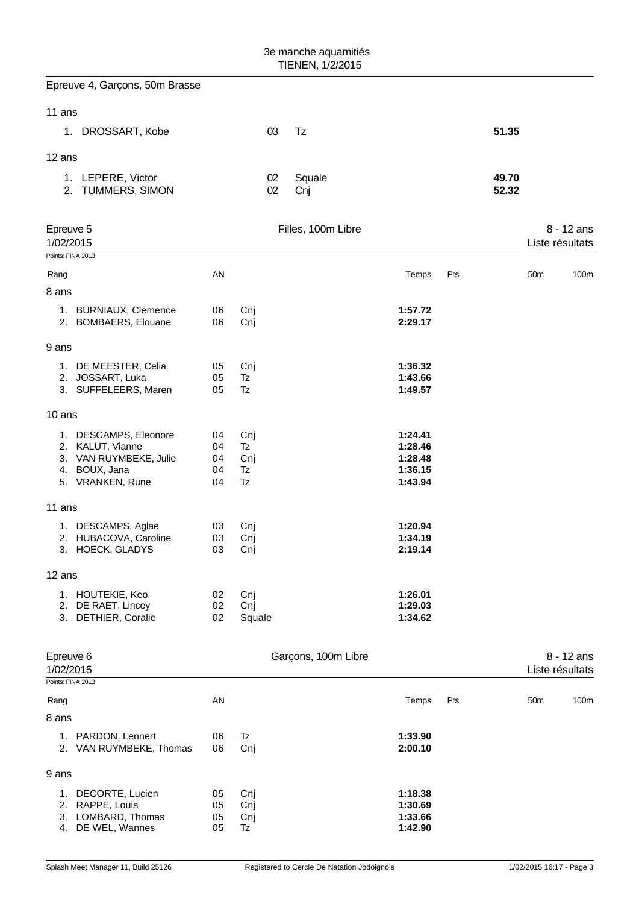## Epreuve 4, Garçons, 50m Brasse

### 11 ans

| Rang | Nom | AN | Club | Temps |
|---|---|---|---|---|
| 1. | DROSSART, Kobe | 03 | Tz | **51.35** |

### 12 ans

| Rang | Nom | AN | Club | Temps |
|---|---|---|---|---|
| 1. | LEPERE, Victor | 02 | Squale | **49.70** |
| 2. | TUMMERS, SIMON | 02 | Cnj | **52.32** |

## Epreuve 5 — Filles, 100m Libre — 8 - 12 ans

1/02/2015 — Liste résultats

Points: FINA 2013

| Rang | Nom | AN | Club | Temps | Pts | 50m | 100m |
|---|---|---|---|---|---|---|---|
| **8 ans** | | | | | | | |
| 1. | BURNIAUX, Clemence | 06 | Cnj | **1:57.72** | | | |
| 2. | BOMBAERS, Elouane | 06 | Cnj | **2:29.17** | | | |
| **9 ans** | | | | | | | |
| 1. | DE MEESTER, Celia | 05 | Cnj | **1:36.32** | | | |
| 2. | JOSSART, Luka | 05 | Tz | **1:43.66** | | | |
| 3. | SUFFELEERS, Maren | 05 | Tz | **1:49.57** | | | |
| **10 ans** | | | | | | | |
| 1. | DESCAMPS, Eleonore | 04 | Cnj | **1:24.41** | | | |
| 2. | KALUT, Vianne | 04 | Tz | **1:28.46** | | | |
| 3. | VAN RUYMBEKE, Julie | 04 | Cnj | **1:28.48** | | | |
| 4. | BOUX, Jana | 04 | Tz | **1:36.15** | | | |
| 5. | VRANKEN, Rune | 04 | Tz | **1:43.94** | | | |
| **11 ans** | | | | | | | |
| 1. | DESCAMPS, Aglae | 03 | Cnj | **1:20.94** | | | |
| 2. | HUBACOVA, Caroline | 03 | Cnj | **1:34.19** | | | |
| 3. | HOECK, GLADYS | 03 | Cnj | **2:19.14** | | | |
| **12 ans** | | | | | | | |
| 1. | HOUTEKIE, Keo | 02 | Cnj | **1:26.01** | | | |
| 2. | DE RAET, Lincey | 02 | Cnj | **1:29.03** | | | |
| 3. | DETHIER, Coralie | 02 | Squale | **1:34.62** | | | |

## Epreuve 6 — Garçons, 100m Libre — 8 - 12 ans

1/02/2015 — Liste résultats

Points: FINA 2013

| Rang | Nom | AN | Club | Temps | Pts | 50m | 100m |
|---|---|---|---|---|---|---|---|
| **8 ans** | | | | | | | |
| 1. | PARDON, Lennert | 06 | Tz | **1:33.90** | | | |
| 2. | VAN RUYMBEKE, Thomas | 06 | Cnj | **2:00.10** | | | |
| **9 ans** | | | | | | | |
| 1. | DECORTE, Lucien | 05 | Cnj | **1:18.38** | | | |
| 2. | RAPPE, Louis | 05 | Cnj | **1:30.69** | | | |
| 3. | LOMBARD, Thomas | 05 | Cnj | **1:33.66** | | | |
| 4. | DE WEL, Wannes | 05 | Tz | **1:42.90** | | | |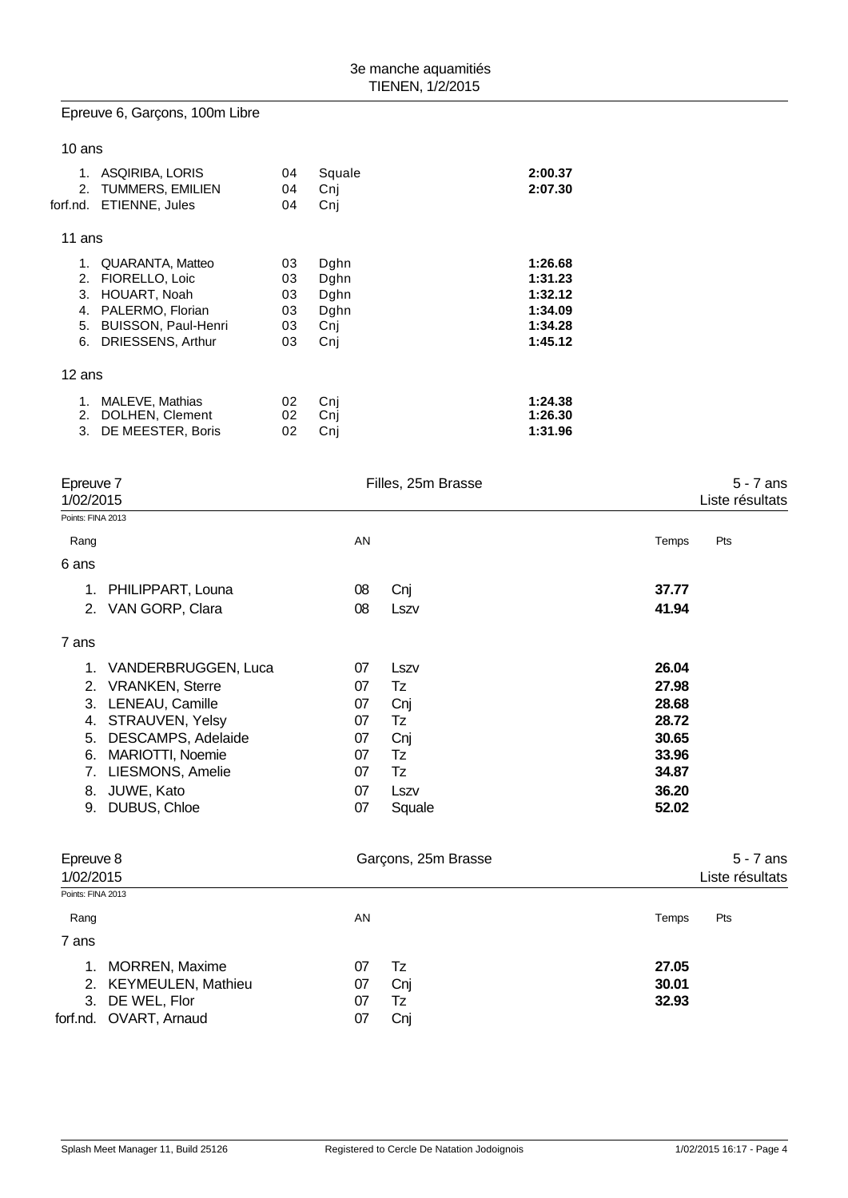Epreuve 6, Garçons, 100m Libre

10 ans

| Rang | Nom | AN | Club | Temps |
|---|---|---|---|---|
| 1. | ASQIRIBA, LORIS | 04 | Squale | **2:00.37** |
| 2. | TUMMERS, EMILIEN | 04 | Cnj | **2:07.30** |
| forf.nd. | ETIENNE, Jules | 04 | Cnj | |

11 ans

| Rang | Nom | AN | Club | Temps |
|---|---|---|---|---|
| 1. | QUARANTA, Matteo | 03 | Dghn | **1:26.68** |
| 2. | FIORELLO, Loic | 03 | Dghn | **1:31.23** |
| 3. | HOUART, Noah | 03 | Dghn | **1:32.12** |
| 4. | PALERMO, Florian | 03 | Dghn | **1:34.09** |
| 5. | BUISSON, Paul-Henri | 03 | Cnj | **1:34.28** |
| 6. | DRIESSENS, Arthur | 03 | Cnj | **1:45.12** |

12 ans

| Rang | Nom | AN | Club | Temps |
|---|---|---|---|---|
| 1. | MALEVE, Mathias | 02 | Cnj | **1:24.38** |
| 2. | DOLHEN, Clement | 02 | Cnj | **1:26.30** |
| 3. | DE MEESTER, Boris | 02 | Cnj | **1:31.96** |

## Epreuve 7 — Filles, 25m Brasse — 5 - 7 ans

1/02/2015 — Liste résultats

Points: FINA 2013

6 ans

| Rang | Nom | AN | Club | Temps | Pts |
|---|---|---|---|---|---|
| 1. | PHILIPPART, Louna | 08 | Cnj | **37.77** | |
| 2. | VAN GORP, Clara | 08 | Lszv | **41.94** | |

7 ans

| Rang | Nom | AN | Club | Temps | Pts |
|---|---|---|---|---|---|
| 1. | VANDERBRUGGEN, Luca | 07 | Lszv | **26.04** | |
| 2. | VRANKEN, Sterre | 07 | Tz | **27.98** | |
| 3. | LENEAU, Camille | 07 | Cnj | **28.68** | |
| 4. | STRAUVEN, Yelsy | 07 | Tz | **28.72** | |
| 5. | DESCAMPS, Adelaide | 07 | Cnj | **30.65** | |
| 6. | MARIOTTI, Noemie | 07 | Tz | **33.96** | |
| 7. | LIESMONS, Amelie | 07 | Tz | **34.87** | |
| 8. | JUWE, Kato | 07 | Lszv | **36.20** | |
| 9. | DUBUS, Chloe | 07 | Squale | **52.02** | |

## Epreuve 8 — Garçons, 25m Brasse — 5 - 7 ans

1/02/2015 — Liste résultats

Points: FINA 2013

7 ans

| Rang | Nom | AN | Club | Temps | Pts |
|---|---|---|---|---|---|
| 1. | MORREN, Maxime | 07 | Tz | **27.05** | |
| 2. | KEYMEULEN, Mathieu | 07 | Cnj | **30.01** | |
| 3. | DE WEL, Flor | 07 | Tz | **32.93** | |
| forf.nd. | OVART, Arnaud | 07 | Cnj | | |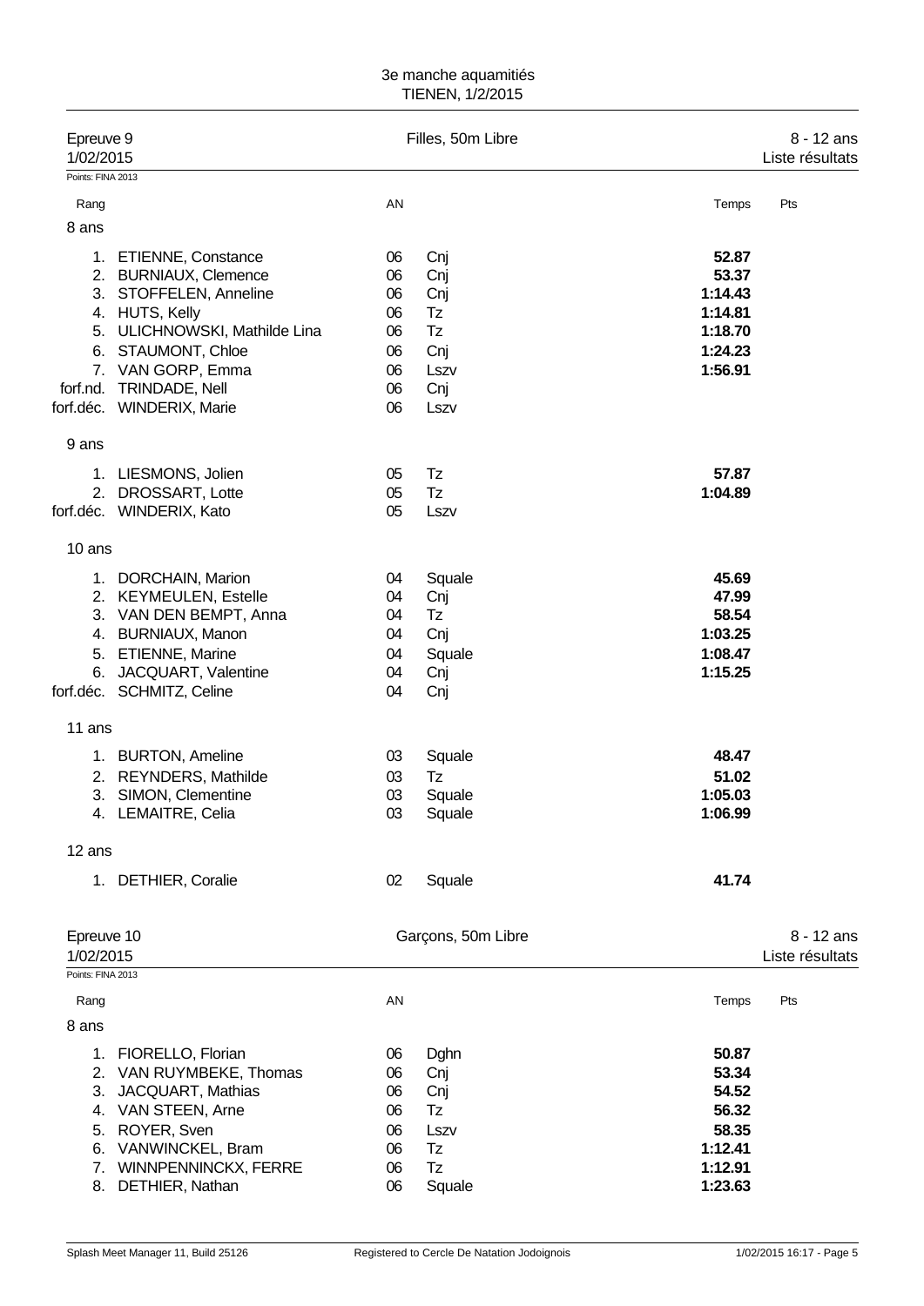3e manche aquamitiés
TIENEN, 1/2/2015

## Epreuve 9 — Filles, 50m Libre — 8 - 12 ans

1/02/2015 — Liste résultats

Points: FINA 2013

| Rang | | AN | | Temps | Pts |
|---|---|---|---|---|---|
| **8 ans** | | | | | |
| 1. | ETIENNE, Constance | 06 | Cnj | **52.87** | |
| 2. | BURNIAUX, Clemence | 06 | Cnj | **53.37** | |
| 3. | STOFFELEN, Anneline | 06 | Cnj | **1:14.43** | |
| 4. | HUTS, Kelly | 06 | Tz | **1:14.81** | |
| 5. | ULICHNOWSKI, Mathilde Lina | 06 | Tz | **1:18.70** | |
| 6. | STAUMONT, Chloe | 06 | Cnj | **1:24.23** | |
| 7. | VAN GORP, Emma | 06 | Lszv | **1:56.91** | |
| forf.nd. | TRINDADE, Nell | 06 | Cnj | | |
| forf.déc. | WINDERIX, Marie | 06 | Lszv | | |
| **9 ans** | | | | | |
| 1. | LIESMONS, Jolien | 05 | Tz | **57.87** | |
| 2. | DROSSART, Lotte | 05 | Tz | **1:04.89** | |
| forf.déc. | WINDERIX, Kato | 05 | Lszv | | |
| **10 ans** | | | | | |
| 1. | DORCHAIN, Marion | 04 | Squale | **45.69** | |
| 2. | KEYMEULEN, Estelle | 04 | Cnj | **47.99** | |
| 3. | VAN DEN BEMPT, Anna | 04 | Tz | **58.54** | |
| 4. | BURNIAUX, Manon | 04 | Cnj | **1:03.25** | |
| 5. | ETIENNE, Marine | 04 | Squale | **1:08.47** | |
| 6. | JACQUART, Valentine | 04 | Cnj | **1:15.25** | |
| forf.déc. | SCHMITZ, Celine | 04 | Cnj | | |
| **11 ans** | | | | | |
| 1. | BURTON, Ameline | 03 | Squale | **48.47** | |
| 2. | REYNDERS, Mathilde | 03 | Tz | **51.02** | |
| 3. | SIMON, Clementine | 03 | Squale | **1:05.03** | |
| 4. | LEMAITRE, Celia | 03 | Squale | **1:06.99** | |
| **12 ans** | | | | | |
| 1. | DETHIER, Coralie | 02 | Squale | **41.74** | |

## Epreuve 10 — Garçons, 50m Libre — 8 - 12 ans

1/02/2015 — Liste résultats

Points: FINA 2013

| Rang | | AN | | Temps | Pts |
|---|---|---|---|---|---|
| **8 ans** | | | | | |
| 1. | FIORELLO, Florian | 06 | Dghn | **50.87** | |
| 2. | VAN RUYMBEKE, Thomas | 06 | Cnj | **53.34** | |
| 3. | JACQUART, Mathias | 06 | Cnj | **54.52** | |
| 4. | VAN STEEN, Arne | 06 | Tz | **56.32** | |
| 5. | ROYER, Sven | 06 | Lszv | **58.35** | |
| 6. | VANWINCKEL, Bram | 06 | Tz | **1:12.41** | |
| 7. | WINNPENNINCKX, FERRE | 06 | Tz | **1:12.91** | |
| 8. | DETHIER, Nathan | 06 | Squale | **1:23.63** | |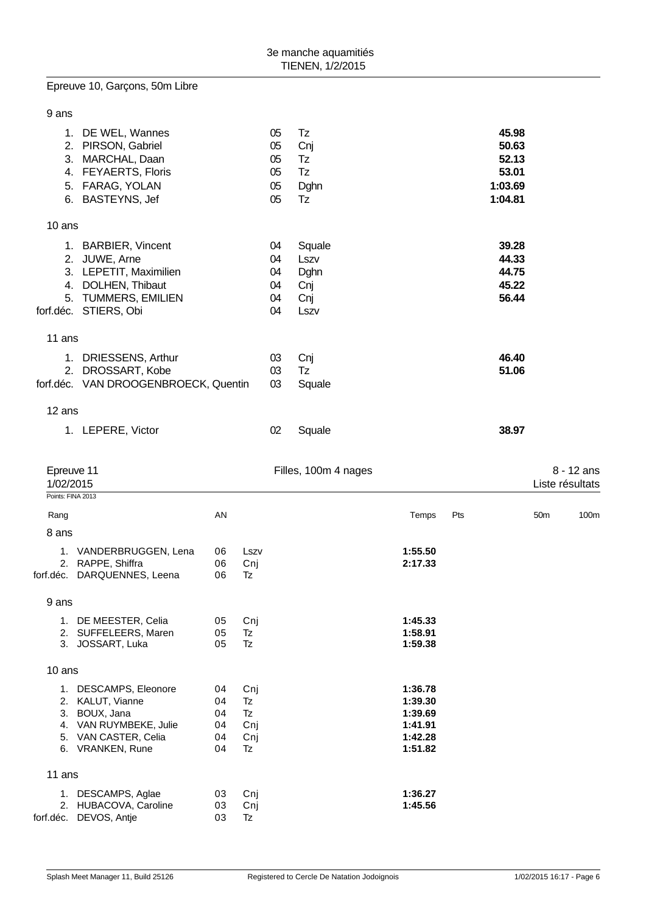## Epreuve 10, Garçons, 50m Libre

### 9 ans

| Rang | Nom | AN | Club | Temps |
|---|---|---|---|---|
| 1. | DE WEL, Wannes | 05 | Tz | **45.98** |
| 2. | PIRSON, Gabriel | 05 | Cnj | **50.63** |
| 3. | MARCHAL, Daan | 05 | Tz | **52.13** |
| 4. | FEYAERTS, Floris | 05 | Tz | **53.01** |
| 5. | FARAG, YOLAN | 05 | Dghn | **1:03.69** |
| 6. | BASTEYNS, Jef | 05 | Tz | **1:04.81** |

### 10 ans

| Rang | Nom | AN | Club | Temps |
|---|---|---|---|---|
| 1. | BARBIER, Vincent | 04 | Squale | **39.28** |
| 2. | JUWE, Arne | 04 | Lszv | **44.33** |
| 3. | LEPETIT, Maximilien | 04 | Dghn | **44.75** |
| 4. | DOLHEN, Thibaut | 04 | Cnj | **45.22** |
| 5. | TUMMERS, EMILIEN | 04 | Cnj | **56.44** |
| forf.déc. | STIERS, Obi | 04 | Lszv | |

### 11 ans

| Rang | Nom | AN | Club | Temps |
|---|---|---|---|---|
| 1. | DRIESSENS, Arthur | 03 | Cnj | **46.40** |
| 2. | DROSSART, Kobe | 03 | Tz | **51.06** |
| forf.déc. | VAN DROOGENBROECK, Quentin | 03 | Squale | |

### 12 ans

| Rang | Nom | AN | Club | Temps |
|---|---|---|---|---|
| 1. | LEPERE, Victor | 02 | Squale | **38.97** |

## Epreuve 11 — Filles, 100m 4 nages — 8 - 12 ans

1/02/2015 — Liste résultats

Points: FINA 2013

### 8 ans

| Rang | Nom | AN | Club | Temps | Pts | 50m | 100m |
|---|---|---|---|---|---|---|---|
| 1. | VANDERBRUGGEN, Lena | 06 | Lszv | **1:55.50** | | | |
| 2. | RAPPE, Shiffra | 06 | Cnj | **2:17.33** | | | |
| forf.déc. | DARQUENNES, Leena | 06 | Tz | | | | |

### 9 ans

| Rang | Nom | AN | Club | Temps | Pts | 50m | 100m |
|---|---|---|---|---|---|---|---|
| 1. | DE MEESTER, Celia | 05 | Cnj | **1:45.33** | | | |
| 2. | SUFFELEERS, Maren | 05 | Tz | **1:58.91** | | | |
| 3. | JOSSART, Luka | 05 | Tz | **1:59.38** | | | |

### 10 ans

| Rang | Nom | AN | Club | Temps | Pts | 50m | 100m |
|---|---|---|---|---|---|---|---|
| 1. | DESCAMPS, Eleonore | 04 | Cnj | **1:36.78** | | | |
| 2. | KALUT, Vianne | 04 | Tz | **1:39.30** | | | |
| 3. | BOUX, Jana | 04 | Tz | **1:39.69** | | | |
| 4. | VAN RUYMBEKE, Julie | 04 | Cnj | **1:41.91** | | | |
| 5. | VAN CASTER, Celia | 04 | Cnj | **1:42.28** | | | |
| 6. | VRANKEN, Rune | 04 | Tz | **1:51.82** | | | |

### 11 ans

| Rang | Nom | AN | Club | Temps | Pts | 50m | 100m |
|---|---|---|---|---|---|---|---|
| 1. | DESCAMPS, Aglae | 03 | Cnj | **1:36.27** | | | |
| 2. | HUBACOVA, Caroline | 03 | Cnj | **1:45.56** | | | |
| forf.déc. | DEVOS, Antje | 03 | Tz | | | | |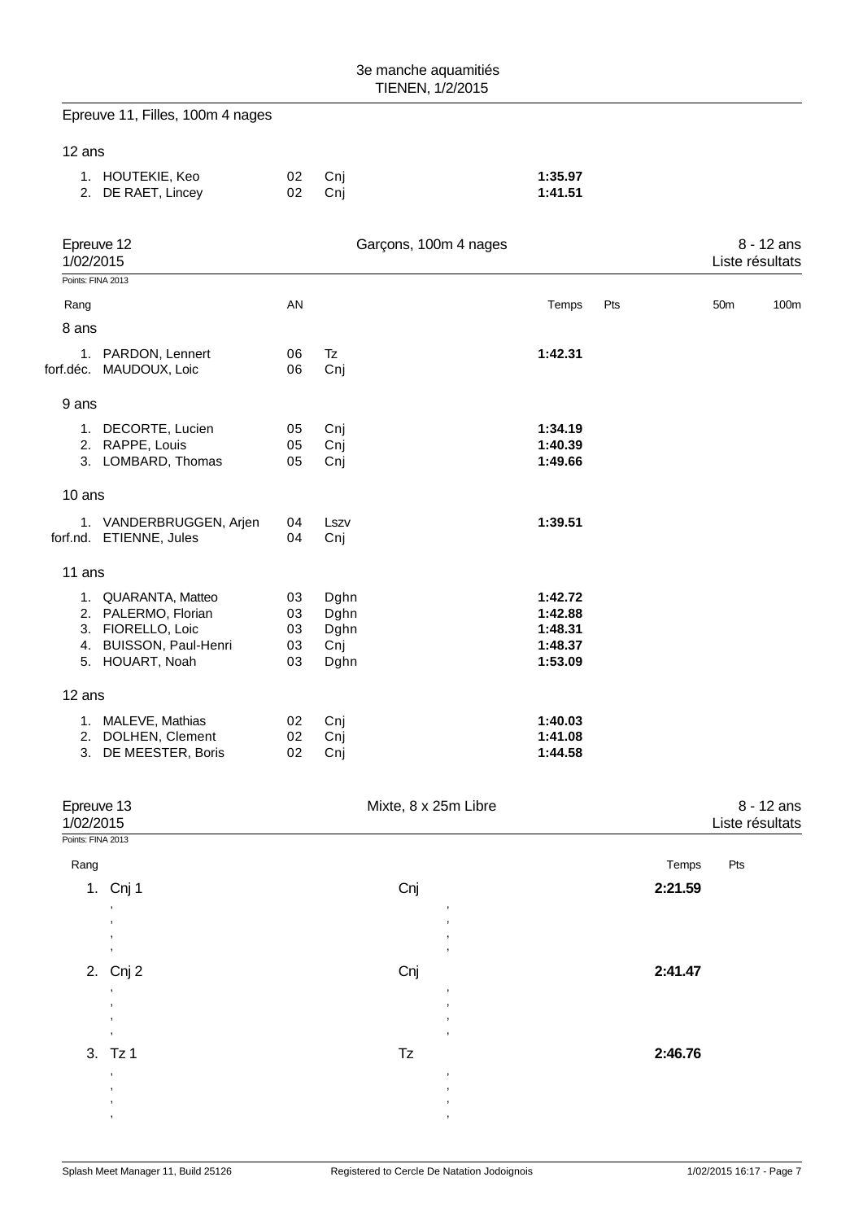## Epreuve 11, Filles, 100m 4 nages

12 ans

| Rang | Nom | AN | Club | Temps |
|---|---|---|---|---|
| 1. | HOUTEKIE, Keo | 02 | Cnj | **1:35.97** |
| 2. | DE RAET, Lincey | 02 | Cnj | **1:41.51** |

## Epreuve 12 — Garçons, 100m 4 nages — 8 - 12 ans

1/02/2015 — Liste résultats

Points: FINA 2013

| Rang | | AN | | Temps | Pts | 50m | 100m |
|---|---|---|---|---|---|---|---|
| **8 ans** | | | | | | | |
| 1. | PARDON, Lennert | 06 | Tz | **1:42.31** | | | |
| forf.déc. | MAUDOUX, Loic | 06 | Cnj | | | | |
| **9 ans** | | | | | | | |
| 1. | DECORTE, Lucien | 05 | Cnj | **1:34.19** | | | |
| 2. | RAPPE, Louis | 05 | Cnj | **1:40.39** | | | |
| 3. | LOMBARD, Thomas | 05 | Cnj | **1:49.66** | | | |
| **10 ans** | | | | | | | |
| 1. | VANDERBRUGGEN, Arjen | 04 | Lszv | **1:39.51** | | | |
| forf.nd. | ETIENNE, Jules | 04 | Cnj | | | | |
| **11 ans** | | | | | | | |
| 1. | QUARANTA, Matteo | 03 | Dghn | **1:42.72** | | | |
| 2. | PALERMO, Florian | 03 | Dghn | **1:42.88** | | | |
| 3. | FIORELLO, Loic | 03 | Dghn | **1:48.31** | | | |
| 4. | BUISSON, Paul-Henri | 03 | Cnj | **1:48.37** | | | |
| 5. | HOUART, Noah | 03 | Dghn | **1:53.09** | | | |
| **12 ans** | | | | | | | |
| 1. | MALEVE, Mathias | 02 | Cnj | **1:40.03** | | | |
| 2. | DOLHEN, Clement | 02 | Cnj | **1:41.08** | | | |
| 3. | DE MEESTER, Boris | 02 | Cnj | **1:44.58** | | | |

## Epreuve 13 — Mixte, 8 x 25m Libre — 8 - 12 ans

1/02/2015 — Liste résultats

Points: FINA 2013

| Rang | | | Temps | Pts |
|---|---|---|---|---|
| 1. | Cnj 1 | Cnj | **2:21.59** | |
| | , | , | | |
| | , | , | | |
| | , | , | | |
| | , | , | | |
| 2. | Cnj 2 | Cnj | **2:41.47** | |
| | , | , | | |
| | , | , | | |
| | , | , | | |
| | , | , | | |
| 3. | Tz 1 | Tz | **2:46.76** | |
| | , | , | | |
| | , | , | | |
| | , | , | | |
| | , | , | | |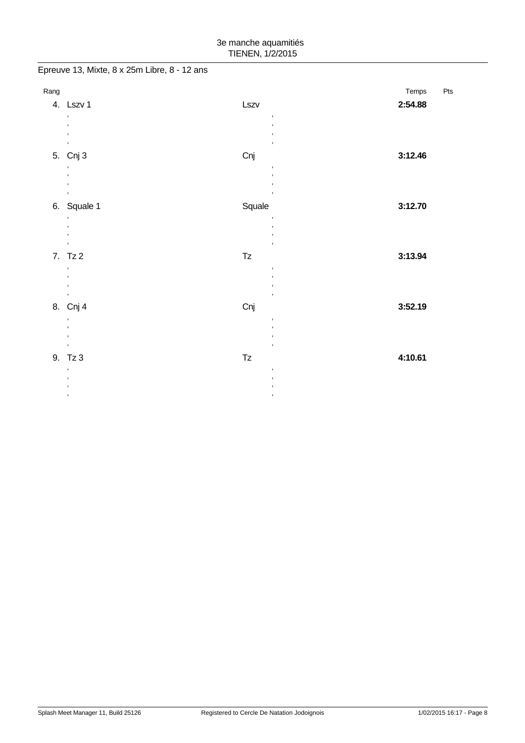## Epreuve 13, Mixte, 8 x 25m Libre, 8 - 12 ans

| Rang | | | Temps | Pts |
|---|---|---|---|---|
| 4. | Lszv 1 | Lszv | **2:54.88** | |
| | , | , | | |
| | , | , | | |
| | , | , | | |
| | , | , | | |
| 5. | Cnj 3 | Cnj | **3:12.46** | |
| | , | , | | |
| | , | , | | |
| | , | , | | |
| | , | , | | |
| 6. | Squale 1 | Squale | **3:12.70** | |
| | , | , | | |
| | , | , | | |
| | , | , | | |
| | , | , | | |
| 7. | Tz 2 | Tz | **3:13.94** | |
| | , | , | | |
| | , | , | | |
| | , | , | | |
| | , | , | | |
| 8. | Cnj 4 | Cnj | **3:52.19** | |
| | , | , | | |
| | , | , | | |
| | , | , | | |
| | , | , | | |
| 9. | Tz 3 | Tz | **4:10.61** | |
| | , | , | | |
| | , | , | | |
| | , | , | | |
| | , | , | | |